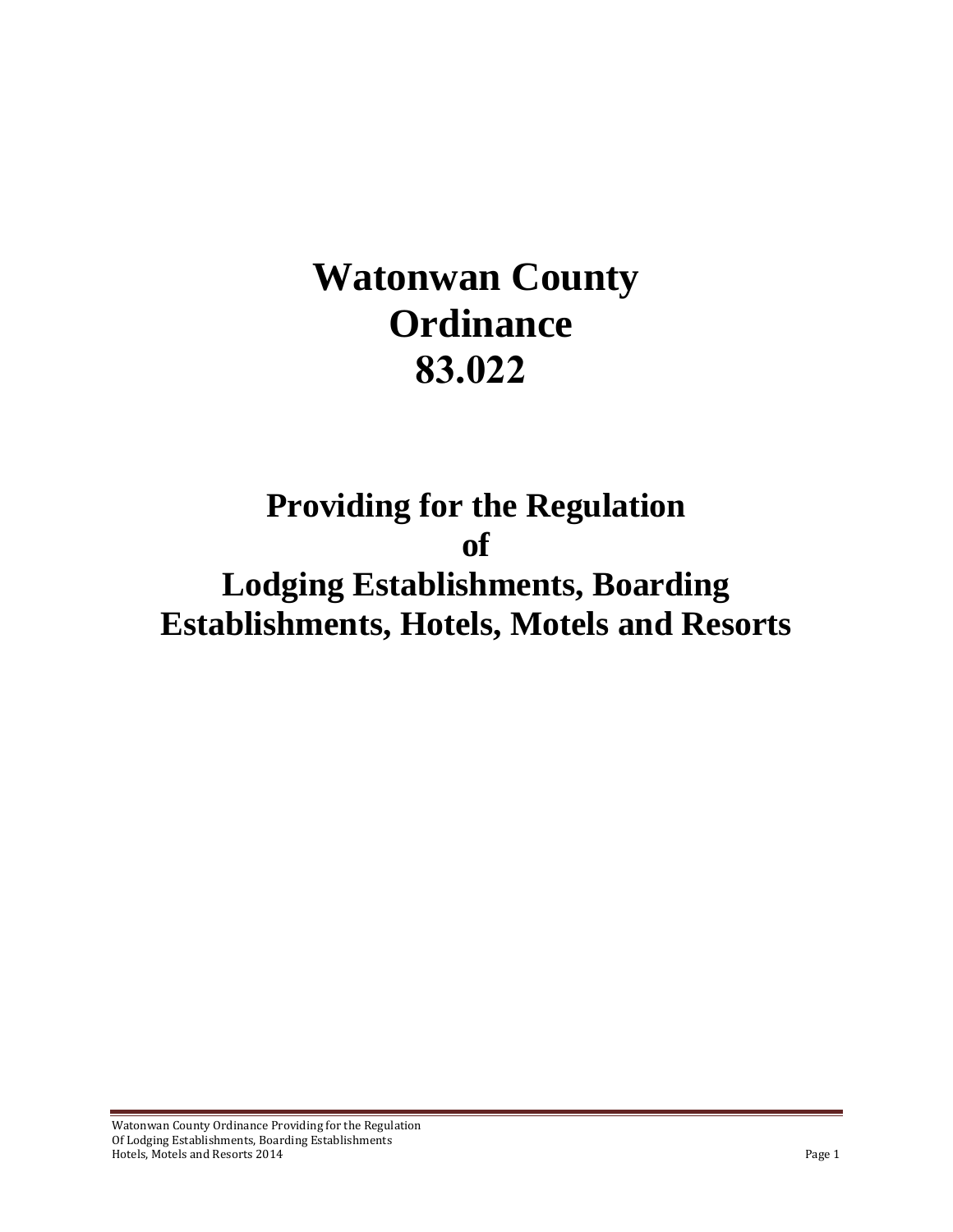# Watonwan County Ordinance 83.022

## Providing for the Regulation of Lodging Establishments, Boarding Establishments, Hotels, Motels and Resorts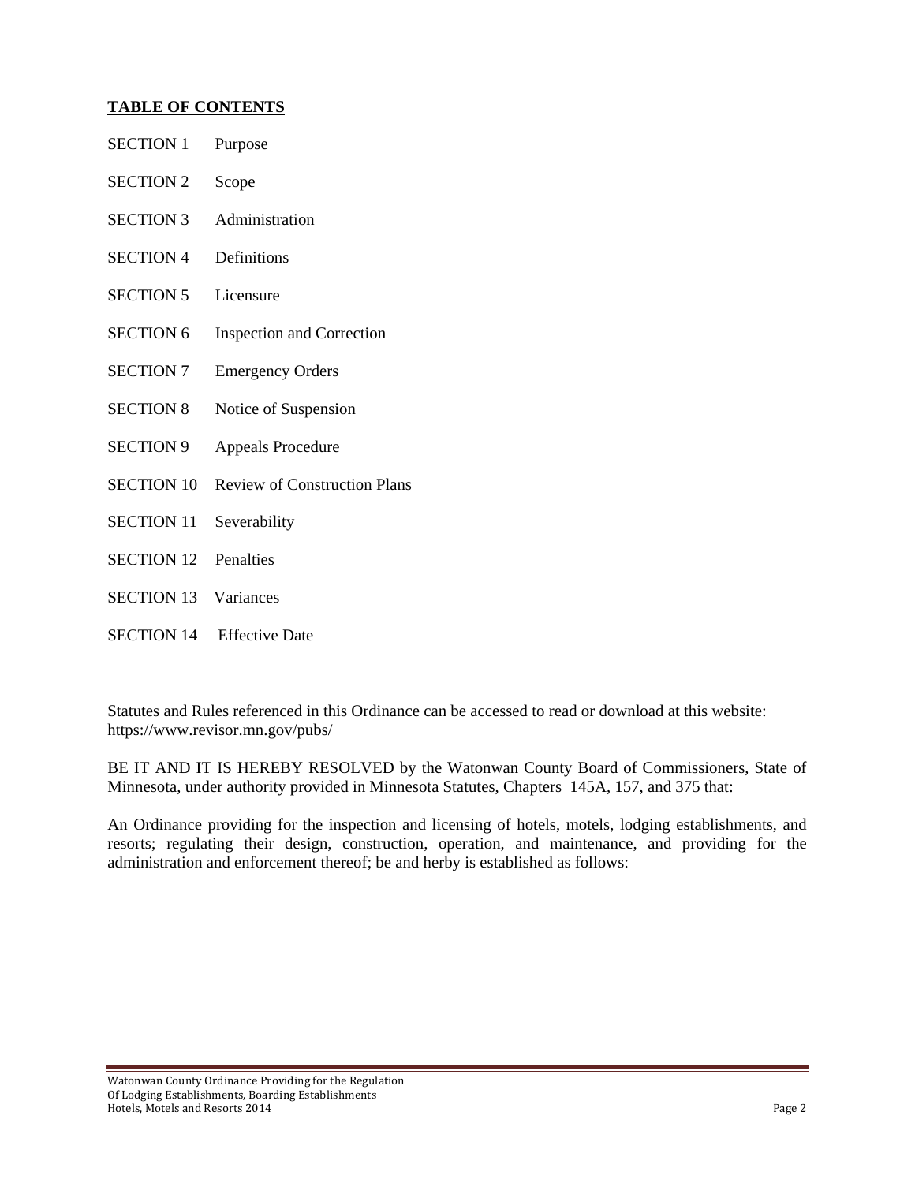## TABLE OF CONTENTS

SECTION 1 Purpose

SECTION 2 Scope

SECTION 3 Administration

SECTION 4 Definitions

SECTION 5 Licensure

SECTION 6 Inspection and Correction

SECTION 7 Emergency Orders

SECTION 8 Notice of Suspension

SECTION 9 Appeals Procedure

SECTION 10 Review of Construction Plans

SECTION 11 Severability

SECTION 12 Penalties

SECTION 13 Variances

SECTION 14 Effective Date

Statutes and Rules referenced in this Ordinance can be accessed to read or download at this website: https://www.revisor.mn.gov/pubs/

BE IT AND IT IS HEREBY RESOLVED by the Watonwan County Board of Commissioners, State of Minnesota, under authority provided in Minnesota Statutes, Chapters 145A, 157, and 375 that:

An Ordinance providing for the inspection and licensing of hotels, motels, lodging establishments, and resorts; regulating their design, construction, operation, and maintenance, and providing for the administration and enforcement thereof; be and herby is established as follows: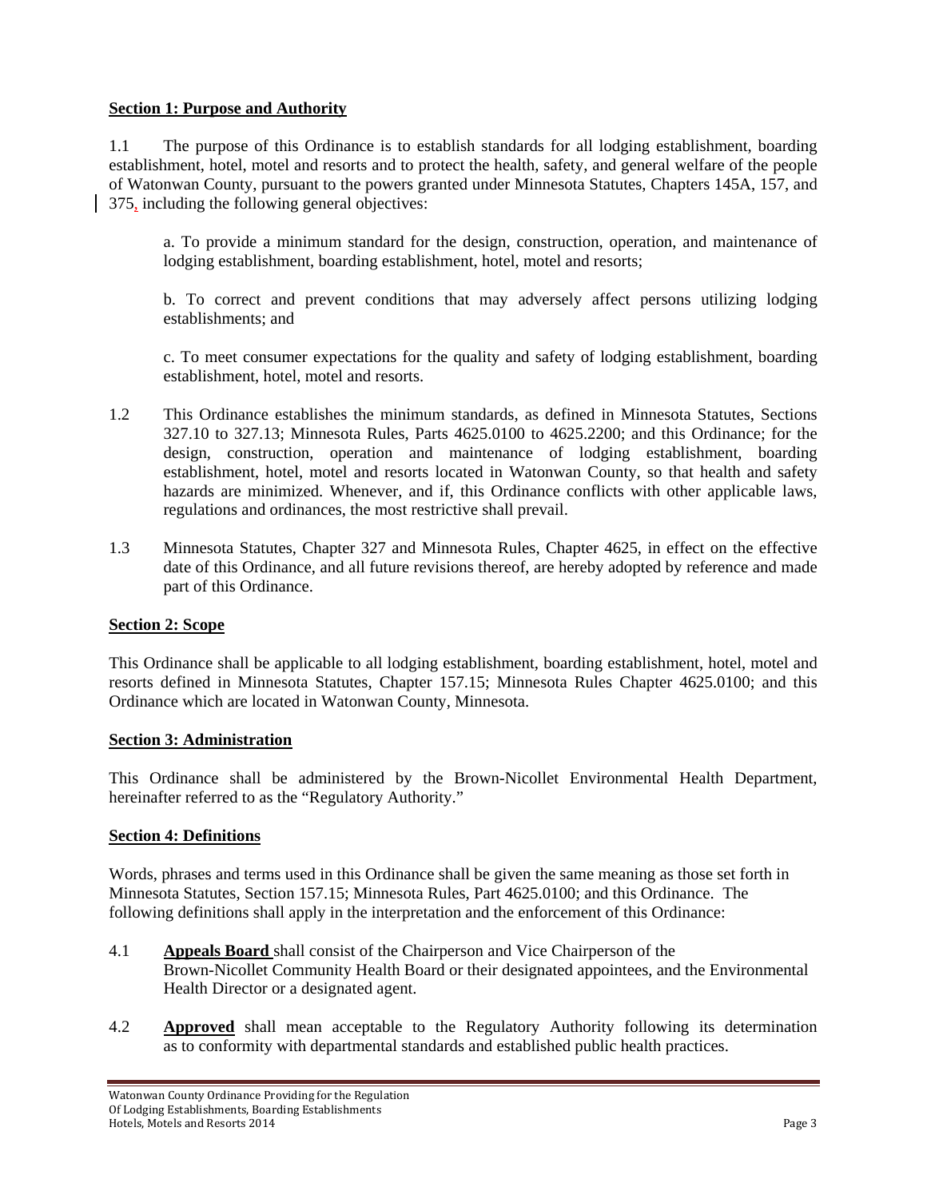**Section 1: Purpose and Authority**

1.1 The purpose of this Ordinance is to establish standards for all lodging establishment, boarding establishment, hotel, motel and resorts and to protect the health, safety, and general welfare of the people of Watonwan County, pursuant to the powers granted under Minnesota Statutes, Chapters 145A, 157, and 375, including the following general objectives:

a. To provide a minimum standard for the design, construction, operation, and maintenance of lodging establishment, boarding establishment, hotel, motel and resorts;

b. To correct and prevent conditions that may adversely affect persons utilizing lodging establishments; and

c. To meet consumer expectations for the quality and safety of lodging establishment, boarding establishment, hotel, motel and resorts.

1.2 This Ordinance establishes the minimum standards, as defined in Minnesota Statutes, Sections 327.10 to 327.13; Minnesota Rules, Parts 4625.0100 to 4625.2200; and this Ordinance; for the design, construction, operation and maintenance of lodging establishment, boarding establishment, hotel, motel and resorts located in Watonwan County, so that health and safety hazards are minimized. Whenever, and if, this Ordinance conflicts with other applicable laws, regulations and ordinances, the most restrictive shall prevail.

1.3 Minnesota Statutes, Chapter 327 and Minnesota Rules, Chapter 4625, in effect on the effective date of this Ordinance, and all future revisions thereof, are hereby adopted by reference and made part of this Ordinance.

**Section 2: Scope**

This Ordinance shall be applicable to all lodging establishment, boarding establishment, hotel, motel and resorts defined in Minnesota Statutes, Chapter 157.15; Minnesota Rules Chapter 4625.0100; and this Ordinance which are located in Watonwan County, Minnesota.

**Section 3: Administration**

This Ordinance shall be administered by the Brown-Nicollet Environmental Health Department, hereinafter referred to as the "Regulatory Authority."

**Section 4: Definitions**

Words, phrases and terms used in this Ordinance shall be given the same meaning as those set forth in Minnesota Statutes, Section 157.15; Minnesota Rules, Part 4625.0100; and this Ordinance. The following definitions shall apply in the interpretation and the enforcement of this Ordinance:

4.1 **Appeals Board** shall consist of the Chairperson and Vice Chairperson of the Brown-Nicollet Community Health Board or their designated appointees, and the Environmental Health Director or a designated agent.

4.2 **Approved** shall mean acceptable to the Regulatory Authority following its determination as to conformity with departmental standards and established public health practices.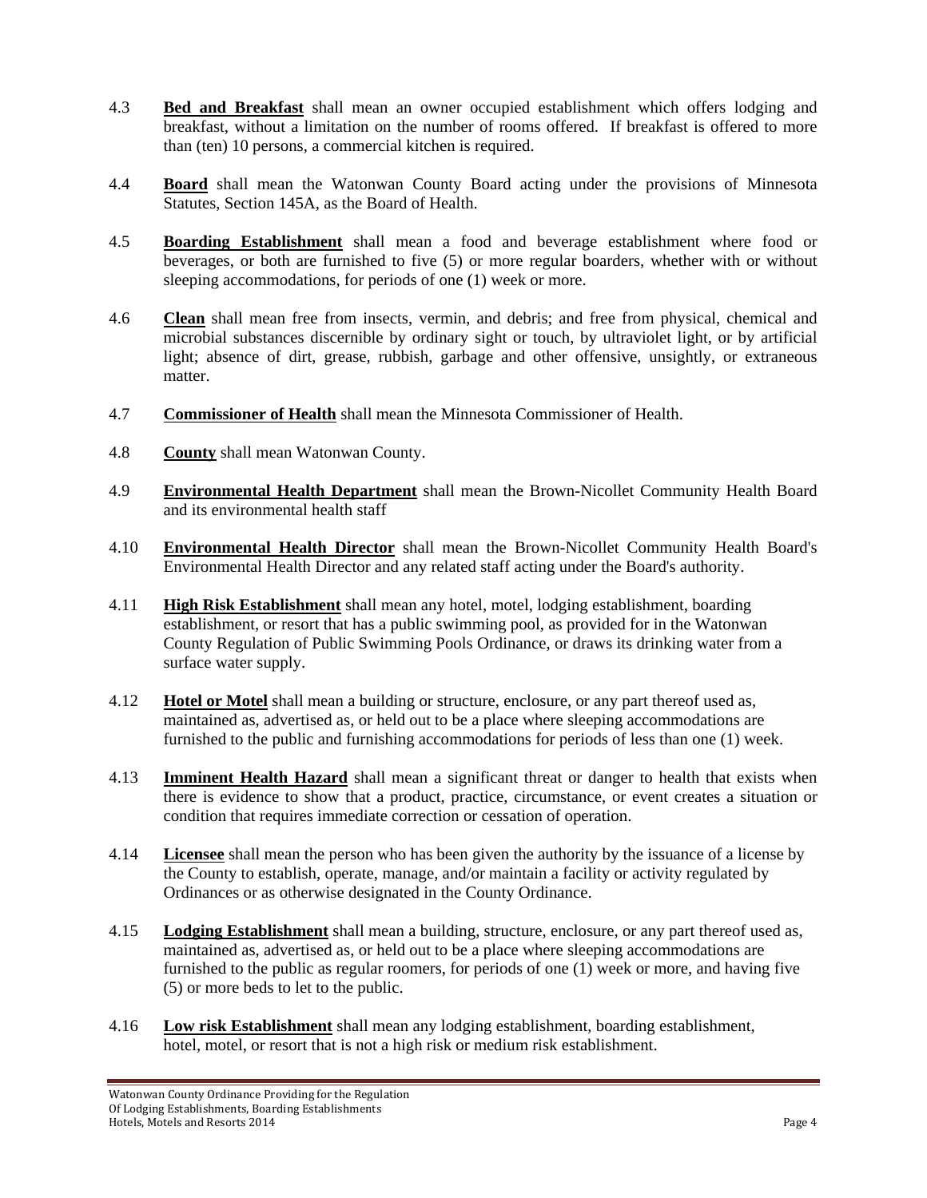4.3 **Bed and Breakfast** shall mean an owner occupied establishment which offers lodging and breakfast, without a limitation on the number of rooms offered. If breakfast is offered to more than (ten) 10 persons, a commercial kitchen is required.

4.4 **Board** shall mean the Watonwan County Board acting under the provisions of Minnesota Statutes, Section 145A, as the Board of Health.

4.5 **Boarding Establishment** shall mean a food and beverage establishment where food or beverages, or both are furnished to five (5) or more regular boarders, whether with or without sleeping accommodations, for periods of one (1) week or more.

4.6 **Clean** shall mean free from insects, vermin, and debris; and free from physical, chemical and microbial substances discernible by ordinary sight or touch, by ultraviolet light, or by artificial light; absence of dirt, grease, rubbish, garbage and other offensive, unsightly, or extraneous matter.

4.7 **Commissioner of Health** shall mean the Minnesota Commissioner of Health.

4.8 **County** shall mean Watonwan County.

4.9 **Environmental Health Department** shall mean the Brown-Nicollet Community Health Board and its environmental health staff

4.10 **Environmental Health Director** shall mean the Brown-Nicollet Community Health Board's Environmental Health Director and any related staff acting under the Board's authority.

4.11 **High Risk Establishment** shall mean any hotel, motel, lodging establishment, boarding establishment, or resort that has a public swimming pool, as provided for in the Watonwan County Regulation of Public Swimming Pools Ordinance, or draws its drinking water from a surface water supply.

4.12 **Hotel or Motel** shall mean a building or structure, enclosure, or any part thereof used as, maintained as, advertised as, or held out to be a place where sleeping accommodations are furnished to the public and furnishing accommodations for periods of less than one (1) week.

4.13 **Imminent Health Hazard** shall mean a significant threat or danger to health that exists when there is evidence to show that a product, practice, circumstance, or event creates a situation or condition that requires immediate correction or cessation of operation.

4.14 **Licensee** shall mean the person who has been given the authority by the issuance of a license by the County to establish, operate, manage, and/or maintain a facility or activity regulated by Ordinances or as otherwise designated in the County Ordinance.

4.15 **Lodging Establishment** shall mean a building, structure, enclosure, or any part thereof used as, maintained as, advertised as, or held out to be a place where sleeping accommodations are furnished to the public as regular roomers, for periods of one (1) week or more, and having five (5) or more beds to let to the public.

4.16 **Low risk Establishment** shall mean any lodging establishment, boarding establishment, hotel, motel, or resort that is not a high risk or medium risk establishment.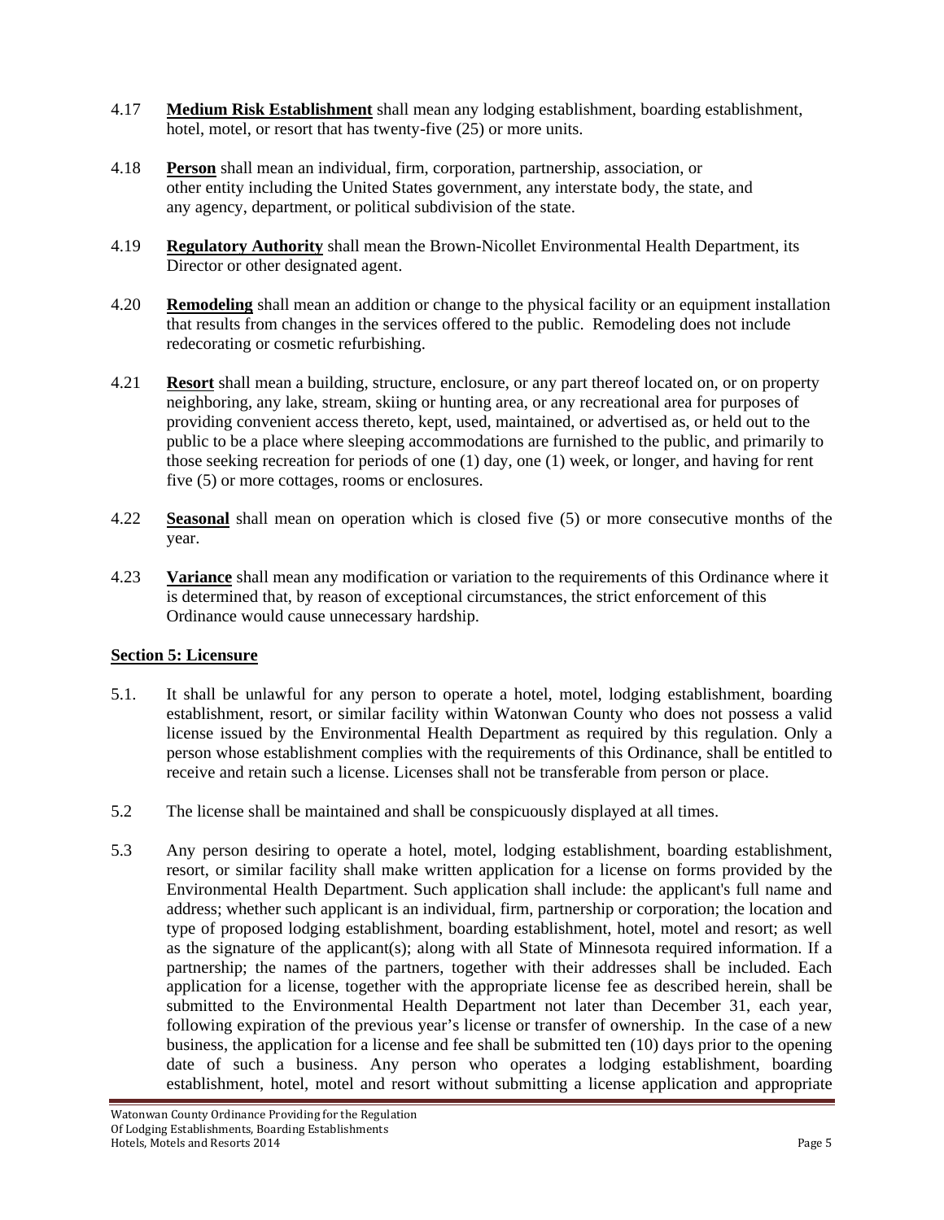4.17 **Medium Risk Establishment** shall mean any lodging establishment, boarding establishment, hotel, motel, or resort that has twenty-five (25) or more units.

4.18 **Person** shall mean an individual, firm, corporation, partnership, association, or other entity including the United States government, any interstate body, the state, and any agency, department, or political subdivision of the state.

4.19 **Regulatory Authority** shall mean the Brown-Nicollet Environmental Health Department, its Director or other designated agent.

4.20 **Remodeling** shall mean an addition or change to the physical facility or an equipment installation that results from changes in the services offered to the public. Remodeling does not include redecorating or cosmetic refurbishing.

4.21 **Resort** shall mean a building, structure, enclosure, or any part thereof located on, or on property neighboring, any lake, stream, skiing or hunting area, or any recreational area for purposes of providing convenient access thereto, kept, used, maintained, or advertised as, or held out to the public to be a place where sleeping accommodations are furnished to the public, and primarily to those seeking recreation for periods of one (1) day, one (1) week, or longer, and having for rent five (5) or more cottages, rooms or enclosures.

4.22 **Seasonal** shall mean on operation which is closed five (5) or more consecutive months of the year.

4.23 **Variance** shall mean any modification or variation to the requirements of this Ordinance where it is determined that, by reason of exceptional circumstances, the strict enforcement of this Ordinance would cause unnecessary hardship.

## Section 5: Licensure

5.1. It shall be unlawful for any person to operate a hotel, motel, lodging establishment, boarding establishment, resort, or similar facility within Watonwan County who does not possess a valid license issued by the Environmental Health Department as required by this regulation. Only a person whose establishment complies with the requirements of this Ordinance, shall be entitled to receive and retain such a license. Licenses shall not be transferable from person or place.

5.2 The license shall be maintained and shall be conspicuously displayed at all times.

5.3 Any person desiring to operate a hotel, motel, lodging establishment, boarding establishment, resort, or similar facility shall make written application for a license on forms provided by the Environmental Health Department. Such application shall include: the applicant's full name and address; whether such applicant is an individual, firm, partnership or corporation; the location and type of proposed lodging establishment, boarding establishment, hotel, motel and resort; as well as the signature of the applicant(s); along with all State of Minnesota required information. If a partnership; the names of the partners, together with their addresses shall be included. Each application for a license, together with the appropriate license fee as described herein, shall be submitted to the Environmental Health Department not later than December 31, each year, following expiration of the previous year's license or transfer of ownership. In the case of a new business, the application for a license and fee shall be submitted ten (10) days prior to the opening date of such a business. Any person who operates a lodging establishment, boarding establishment, hotel, motel and resort without submitting a license application and appropriate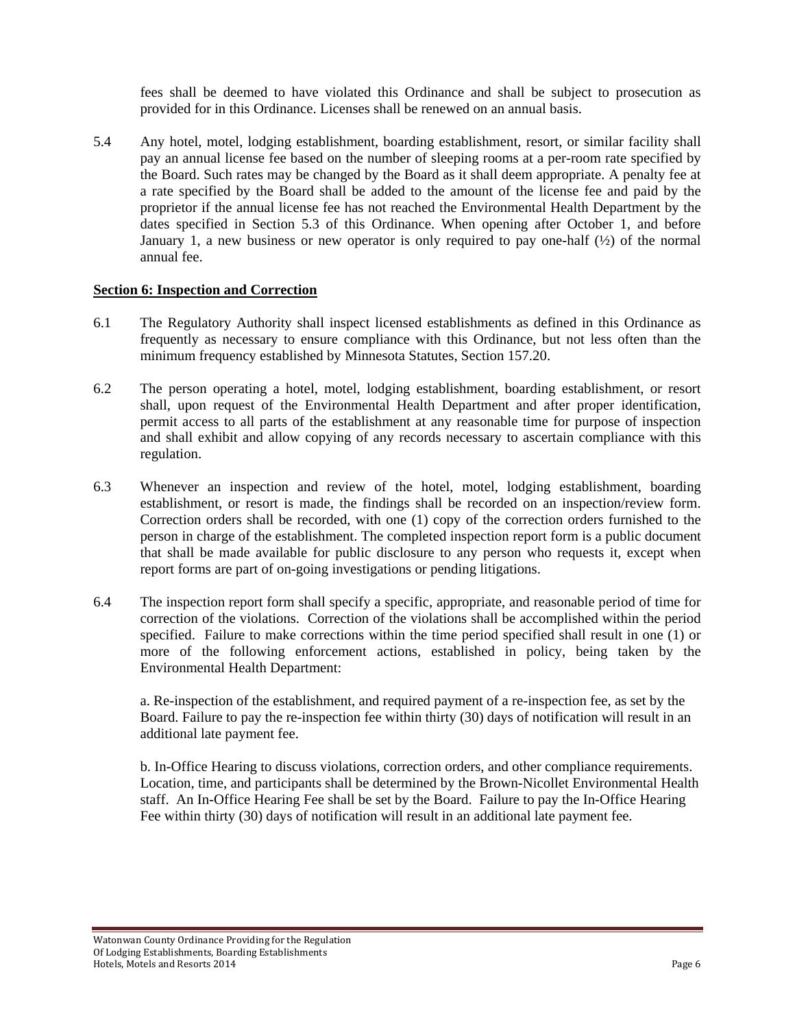fees shall be deemed to have violated this Ordinance and shall be subject to prosecution as provided for in this Ordinance. Licenses shall be renewed on an annual basis.

5.4 Any hotel, motel, lodging establishment, boarding establishment, resort, or similar facility shall pay an annual license fee based on the number of sleeping rooms at a per-room rate specified by the Board. Such rates may be changed by the Board as it shall deem appropriate. A penalty fee at a rate specified by the Board shall be added to the amount of the license fee and paid by the proprietor if the annual license fee has not reached the Environmental Health Department by the dates specified in Section 5.3 of this Ordinance. When opening after October 1, and before January 1, a new business or new operator is only required to pay one-half (½) of the normal annual fee.

**Section 6: Inspection and Correction**

6.1 The Regulatory Authority shall inspect licensed establishments as defined in this Ordinance as frequently as necessary to ensure compliance with this Ordinance, but not less often than the minimum frequency established by Minnesota Statutes, Section 157.20.

6.2 The person operating a hotel, motel, lodging establishment, boarding establishment, or resort shall, upon request of the Environmental Health Department and after proper identification, permit access to all parts of the establishment at any reasonable time for purpose of inspection and shall exhibit and allow copying of any records necessary to ascertain compliance with this regulation.

6.3 Whenever an inspection and review of the hotel, motel, lodging establishment, boarding establishment, or resort is made, the findings shall be recorded on an inspection/review form. Correction orders shall be recorded, with one (1) copy of the correction orders furnished to the person in charge of the establishment. The completed inspection report form is a public document that shall be made available for public disclosure to any person who requests it, except when report forms are part of on-going investigations or pending litigations.

6.4 The inspection report form shall specify a specific, appropriate, and reasonable period of time for correction of the violations. Correction of the violations shall be accomplished within the period specified. Failure to make corrections within the time period specified shall result in one (1) or more of the following enforcement actions, established in policy, being taken by the Environmental Health Department:

a. Re-inspection of the establishment, and required payment of a re-inspection fee, as set by the Board. Failure to pay the re-inspection fee within thirty (30) days of notification will result in an additional late payment fee.

b. In-Office Hearing to discuss violations, correction orders, and other compliance requirements. Location, time, and participants shall be determined by the Brown-Nicollet Environmental Health staff. An In-Office Hearing Fee shall be set by the Board. Failure to pay the In-Office Hearing Fee within thirty (30) days of notification will result in an additional late payment fee.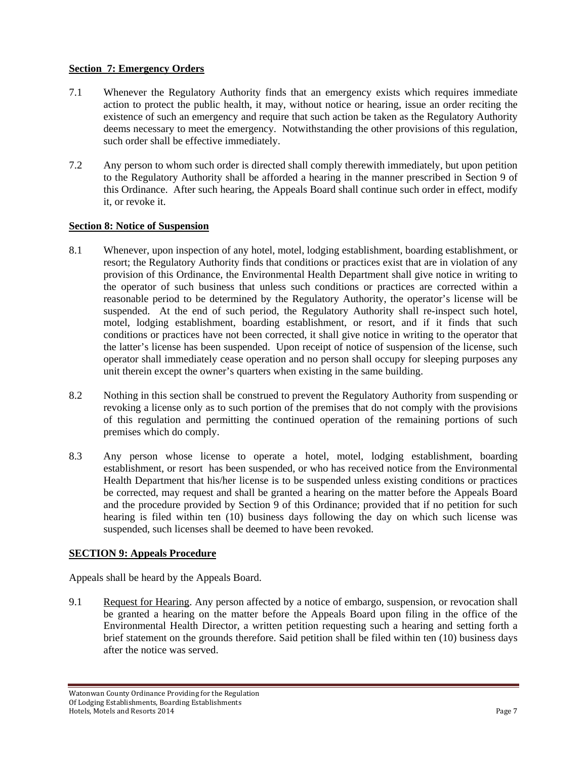## Section 7: Emergency Orders

7.1 Whenever the Regulatory Authority finds that an emergency exists which requires immediate action to protect the public health, it may, without notice or hearing, issue an order reciting the existence of such an emergency and require that such action be taken as the Regulatory Authority deems necessary to meet the emergency. Notwithstanding the other provisions of this regulation, such order shall be effective immediately.

7.2 Any person to whom such order is directed shall comply therewith immediately, but upon petition to the Regulatory Authority shall be afforded a hearing in the manner prescribed in Section 9 of this Ordinance. After such hearing, the Appeals Board shall continue such order in effect, modify it, or revoke it.

## Section 8: Notice of Suspension

8.1 Whenever, upon inspection of any hotel, motel, lodging establishment, boarding establishment, or resort; the Regulatory Authority finds that conditions or practices exist that are in violation of any provision of this Ordinance, the Environmental Health Department shall give notice in writing to the operator of such business that unless such conditions or practices are corrected within a reasonable period to be determined by the Regulatory Authority, the operator's license will be suspended. At the end of such period, the Regulatory Authority shall re-inspect such hotel, motel, lodging establishment, boarding establishment, or resort, and if it finds that such conditions or practices have not been corrected, it shall give notice in writing to the operator that the latter's license has been suspended. Upon receipt of notice of suspension of the license, such operator shall immediately cease operation and no person shall occupy for sleeping purposes any unit therein except the owner's quarters when existing in the same building.

8.2 Nothing in this section shall be construed to prevent the Regulatory Authority from suspending or revoking a license only as to such portion of the premises that do not comply with the provisions of this regulation and permitting the continued operation of the remaining portions of such premises which do comply.

8.3 Any person whose license to operate a hotel, motel, lodging establishment, boarding establishment, or resort has been suspended, or who has received notice from the Environmental Health Department that his/her license is to be suspended unless existing conditions or practices be corrected, may request and shall be granted a hearing on the matter before the Appeals Board and the procedure provided by Section 9 of this Ordinance; provided that if no petition for such hearing is filed within ten (10) business days following the day on which such license was suspended, such licenses shall be deemed to have been revoked.

## SECTION 9: Appeals Procedure

Appeals shall be heard by the Appeals Board.

9.1 Request for Hearing. Any person affected by a notice of embargo, suspension, or revocation shall be granted a hearing on the matter before the Appeals Board upon filing in the office of the Environmental Health Director, a written petition requesting such a hearing and setting forth a brief statement on the grounds therefore. Said petition shall be filed within ten (10) business days after the notice was served.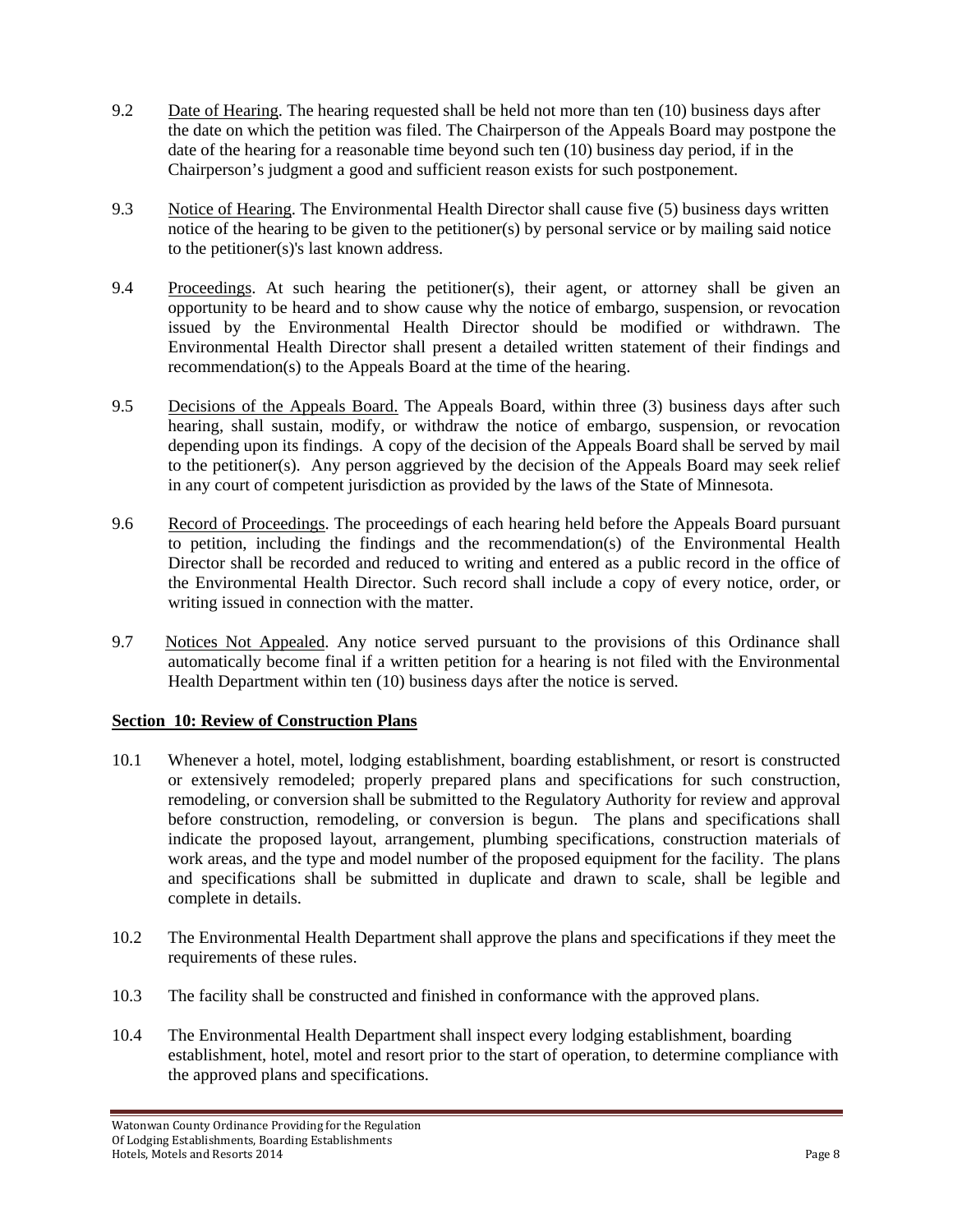9.2 Date of Hearing. The hearing requested shall be held not more than ten (10) business days after the date on which the petition was filed. The Chairperson of the Appeals Board may postpone the date of the hearing for a reasonable time beyond such ten (10) business day period, if in the Chairperson's judgment a good and sufficient reason exists for such postponement.

9.3 Notice of Hearing. The Environmental Health Director shall cause five (5) business days written notice of the hearing to be given to the petitioner(s) by personal service or by mailing said notice to the petitioner(s)'s last known address.

9.4 Proceedings. At such hearing the petitioner(s), their agent, or attorney shall be given an opportunity to be heard and to show cause why the notice of embargo, suspension, or revocation issued by the Environmental Health Director should be modified or withdrawn. The Environmental Health Director shall present a detailed written statement of their findings and recommendation(s) to the Appeals Board at the time of the hearing.

9.5 Decisions of the Appeals Board. The Appeals Board, within three (3) business days after such hearing, shall sustain, modify, or withdraw the notice of embargo, suspension, or revocation depending upon its findings. A copy of the decision of the Appeals Board shall be served by mail to the petitioner(s). Any person aggrieved by the decision of the Appeals Board may seek relief in any court of competent jurisdiction as provided by the laws of the State of Minnesota.

9.6 Record of Proceedings. The proceedings of each hearing held before the Appeals Board pursuant to petition, including the findings and the recommendation(s) of the Environmental Health Director shall be recorded and reduced to writing and entered as a public record in the office of the Environmental Health Director. Such record shall include a copy of every notice, order, or writing issued in connection with the matter.

9.7 Notices Not Appealed. Any notice served pursuant to the provisions of this Ordinance shall automatically become final if a written petition for a hearing is not filed with the Environmental Health Department within ten (10) business days after the notice is served.

## Section 10: Review of Construction Plans

10.1 Whenever a hotel, motel, lodging establishment, boarding establishment, or resort is constructed or extensively remodeled; properly prepared plans and specifications for such construction, remodeling, or conversion shall be submitted to the Regulatory Authority for review and approval before construction, remodeling, or conversion is begun. The plans and specifications shall indicate the proposed layout, arrangement, plumbing specifications, construction materials of work areas, and the type and model number of the proposed equipment for the facility. The plans and specifications shall be submitted in duplicate and drawn to scale, shall be legible and complete in details.

10.2 The Environmental Health Department shall approve the plans and specifications if they meet the requirements of these rules.

10.3 The facility shall be constructed and finished in conformance with the approved plans.

10.4 The Environmental Health Department shall inspect every lodging establishment, boarding establishment, hotel, motel and resort prior to the start of operation, to determine compliance with the approved plans and specifications.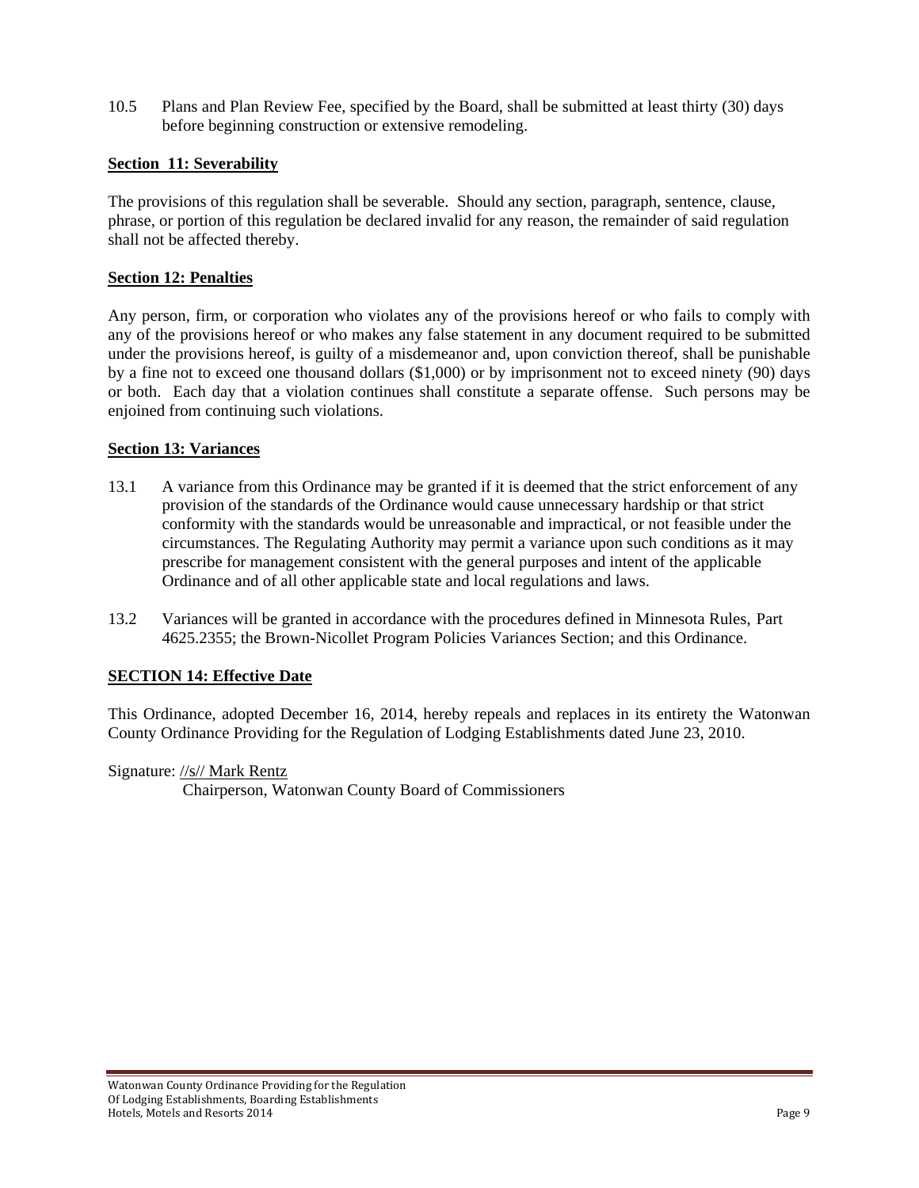10.5 Plans and Plan Review Fee, specified by the Board, shall be submitted at least thirty (30) days before beginning construction or extensive remodeling.

## Section 11: Severability

The provisions of this regulation shall be severable. Should any section, paragraph, sentence, clause, phrase, or portion of this regulation be declared invalid for any reason, the remainder of said regulation shall not be affected thereby.

## Section 12: Penalties

Any person, firm, or corporation who violates any of the provisions hereof or who fails to comply with any of the provisions hereof or who makes any false statement in any document required to be submitted under the provisions hereof, is guilty of a misdemeanor and, upon conviction thereof, shall be punishable by a fine not to exceed one thousand dollars ($1,000) or by imprisonment not to exceed ninety (90) days or both. Each day that a violation continues shall constitute a separate offense. Such persons may be enjoined from continuing such violations.

## Section 13: Variances

13.1 A variance from this Ordinance may be granted if it is deemed that the strict enforcement of any provision of the standards of the Ordinance would cause unnecessary hardship or that strict conformity with the standards would be unreasonable and impractical, or not feasible under the circumstances. The Regulating Authority may permit a variance upon such conditions as it may prescribe for management consistent with the general purposes and intent of the applicable Ordinance and of all other applicable state and local regulations and laws.

13.2 Variances will be granted in accordance with the procedures defined in Minnesota Rules, Part 4625.2355; the Brown-Nicollet Program Policies Variances Section; and this Ordinance.

## SECTION 14: Effective Date

This Ordinance, adopted December 16, 2014, hereby repeals and replaces in its entirety the Watonwan County Ordinance Providing for the Regulation of Lodging Establishments dated June 23, 2010.

Signature: //s// Mark Rentz
Chairperson, Watonwan County Board of Commissioners